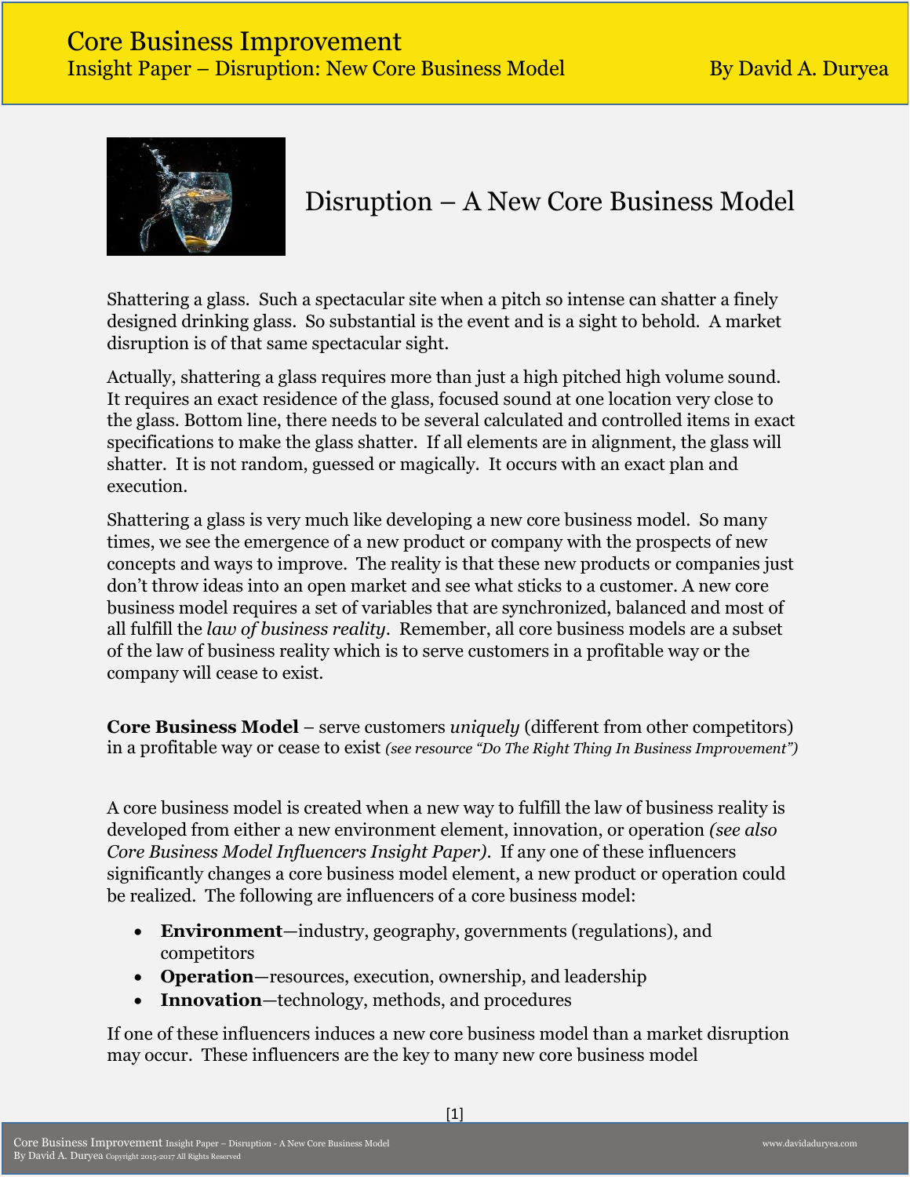# Disruption – A New Core Business Model

Shattering a glass. Such a spectacular site when a pitch so intense can shatter a finely designed drinking glass. So substantial is the event and is a sight to behold. A market disruption is of that same spectacular sight.

Actually, shattering a glass requires more than just a high pitched high volume sound. It requires an exact residence of the glass, focused sound at one location very close to the glass. Bottom line, there needs to be several calculated and controlled items in exact specifications to make the glass shatter. If all elements are in alignment, the glass will shatter. It is not random, guessed or magically. It occurs with an exact plan and execution.

Shattering a glass is very much like developing a new core business model. So many times, we see the emergence of a new product or company with the prospects of new concepts and ways to improve. The reality is that these new products or companies just don't throw ideas into an open market and see what sticks to a customer. A new core business model requires a set of variables that are synchronized, balanced and most of all fulfill the *law of business reality*. Remember, all core business models are a subset of the law of business reality which is to serve customers in a profitable way or the company will cease to exist.

**Core Business Model** – serve customers *uniquely* (different from other competitors) in a profitable way or cease to exist *(see resource "Do The Right Thing In Business Improvement")*

A core business model is created when a new way to fulfill the law of business reality is developed from either a new environment element, innovation, or operation *(see also Core Business Model Influencers Insight Paper)*. If any one of these influencers significantly changes a core business model element, a new product or operation could be realized. The following are influencers of a core business model:

- **Environment**—industry, geography, governments (regulations), and competitors
- **Operation**—resources, execution, ownership, and leadership
- **Innovation**—technology, methods, and procedures

If one of these influencers induces a new core business model than a market disruption may occur. These influencers are the key to many new core business model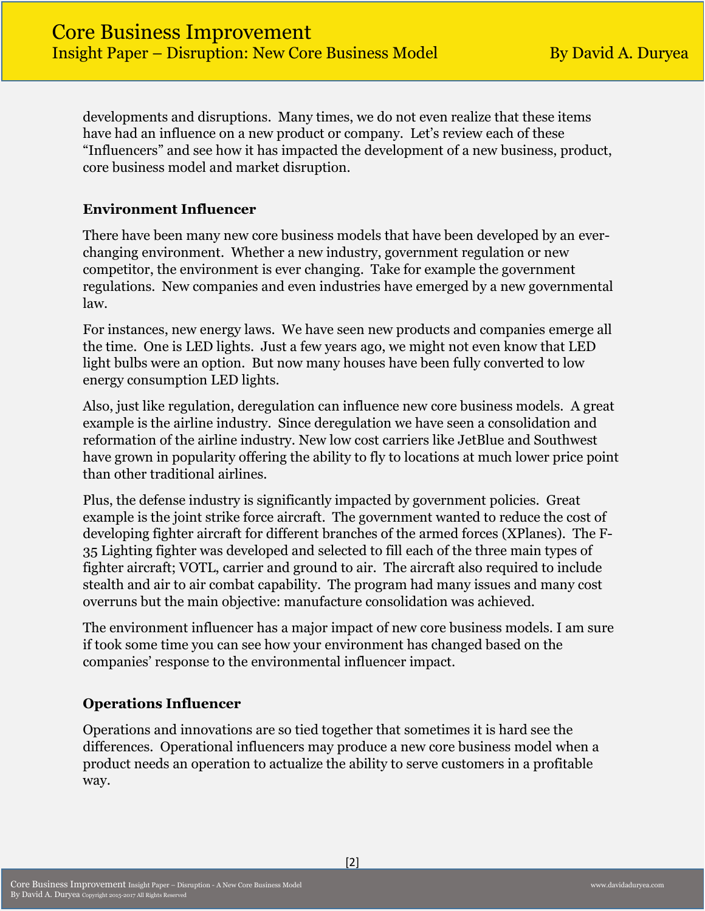developments and disruptions. Many times, we do not even realize that these items have had an influence on a new product or company. Let's review each of these "Influencers" and see how it has impacted the development of a new business, product, core business model and market disruption.

### Environment Influencer

There have been many new core business models that have been developed by an ever-changing environment. Whether a new industry, government regulation or new competitor, the environment is ever changing. Take for example the government regulations. New companies and even industries have emerged by a new governmental law.

For instances, new energy laws. We have seen new products and companies emerge all the time. One is LED lights. Just a few years ago, we might not even know that LED light bulbs were an option. But now many houses have been fully converted to low energy consumption LED lights.

Also, just like regulation, deregulation can influence new core business models. A great example is the airline industry. Since deregulation we have seen a consolidation and reformation of the airline industry. New low cost carriers like JetBlue and Southwest have grown in popularity offering the ability to fly to locations at much lower price point than other traditional airlines.

Plus, the defense industry is significantly impacted by government policies. Great example is the joint strike force aircraft. The government wanted to reduce the cost of developing fighter aircraft for different branches of the armed forces (XPlanes). The F-35 Lighting fighter was developed and selected to fill each of the three main types of fighter aircraft; VOTL, carrier and ground to air. The aircraft also required to include stealth and air to air combat capability. The program had many issues and many cost overruns but the main objective: manufacture consolidation was achieved.

The environment influencer has a major impact of new core business models. I am sure if took some time you can see how your environment has changed based on the companies' response to the environmental influencer impact.

### Operations Influencer

Operations and innovations are so tied together that sometimes it is hard see the differences. Operational influencers may produce a new core business model when a product needs an operation to actualize the ability to serve customers in a profitable way.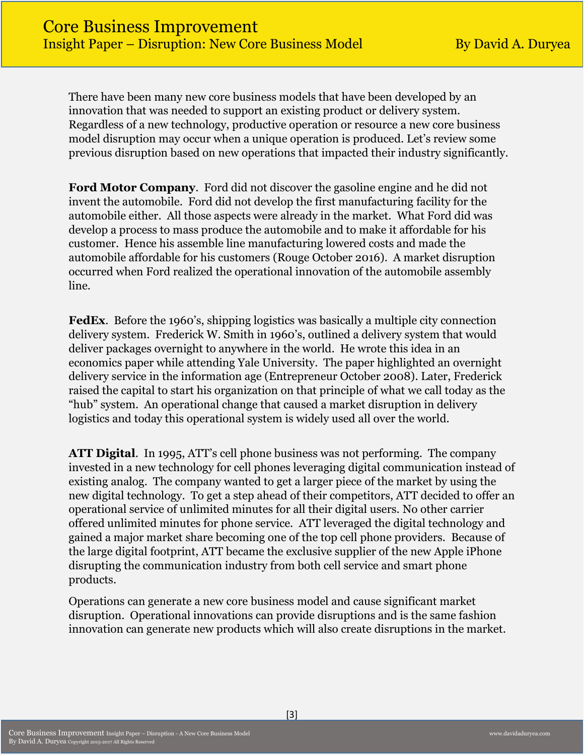There have been many new core business models that have been developed by an innovation that was needed to support an existing product or delivery system. Regardless of a new technology, productive operation or resource a new core business model disruption may occur when a unique operation is produced. Let's review some previous disruption based on new operations that impacted their industry significantly.

**Ford Motor Company**. Ford did not discover the gasoline engine and he did not invent the automobile. Ford did not develop the first manufacturing facility for the automobile either. All those aspects were already in the market. What Ford did was develop a process to mass produce the automobile and to make it affordable for his customer. Hence his assemble line manufacturing lowered costs and made the automobile affordable for his customers (Rouge October 2016). A market disruption occurred when Ford realized the operational innovation of the automobile assembly line.

**FedEx**. Before the 1960's, shipping logistics was basically a multiple city connection delivery system. Frederick W. Smith in 1960's, outlined a delivery system that would deliver packages overnight to anywhere in the world. He wrote this idea in an economics paper while attending Yale University. The paper highlighted an overnight delivery service in the information age (Entrepreneur October 2008). Later, Frederick raised the capital to start his organization on that principle of what we call today as the "hub" system. An operational change that caused a market disruption in delivery logistics and today this operational system is widely used all over the world.

**ATT Digital**. In 1995, ATT's cell phone business was not performing. The company invested in a new technology for cell phones leveraging digital communication instead of existing analog. The company wanted to get a larger piece of the market by using the new digital technology. To get a step ahead of their competitors, ATT decided to offer an operational service of unlimited minutes for all their digital users. No other carrier offered unlimited minutes for phone service. ATT leveraged the digital technology and gained a major market share becoming one of the top cell phone providers. Because of the large digital footprint, ATT became the exclusive supplier of the new Apple iPhone disrupting the communication industry from both cell service and smart phone products.

Operations can generate a new core business model and cause significant market disruption. Operational innovations can provide disruptions and is the same fashion innovation can generate new products which will also create disruptions in the market.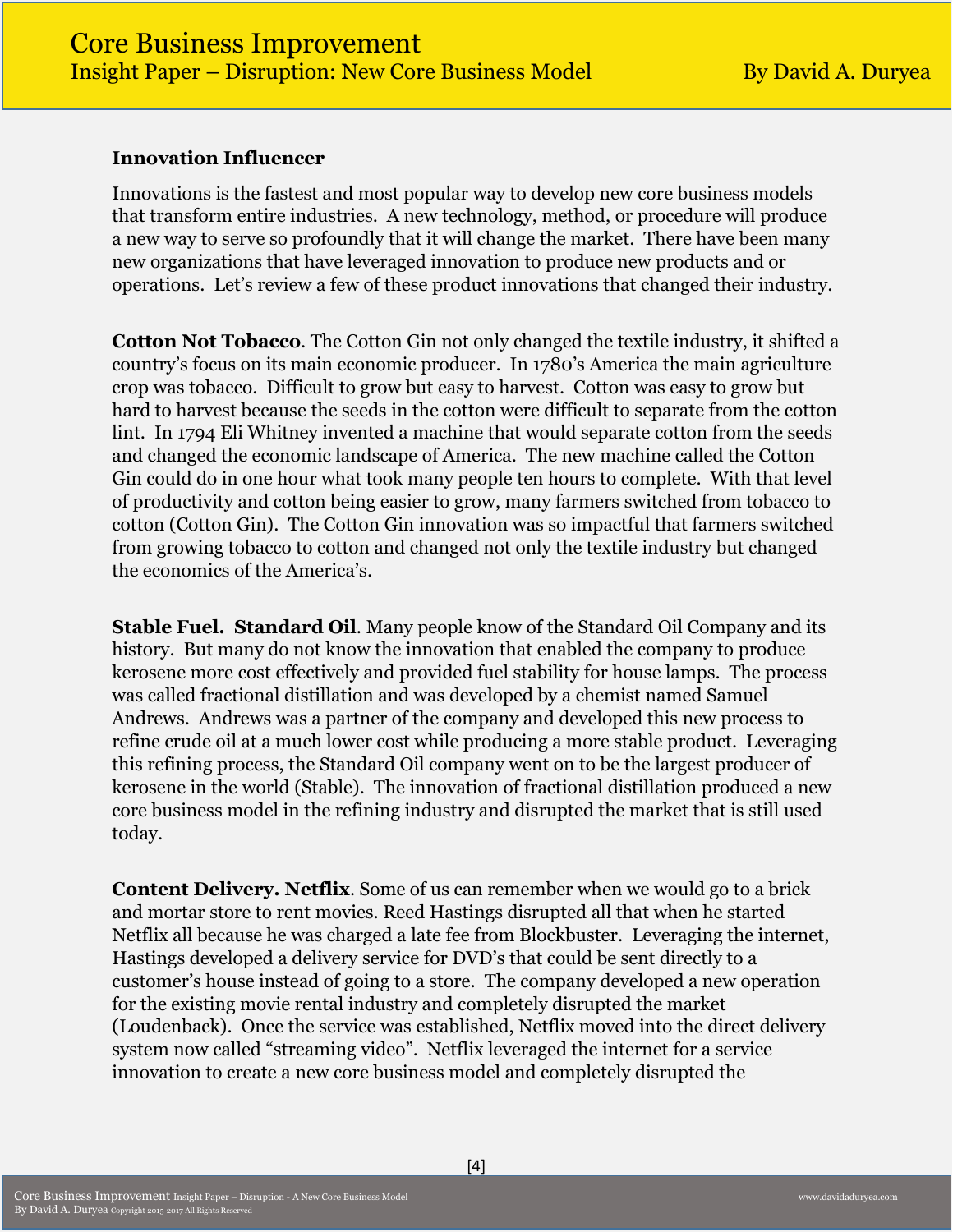### Innovation Influencer

Innovations is the fastest and most popular way to develop new core business models that transform entire industries. A new technology, method, or procedure will produce a new way to serve so profoundly that it will change the market. There have been many new organizations that have leveraged innovation to produce new products and or operations. Let's review a few of these product innovations that changed their industry.

**Cotton Not Tobacco**. The Cotton Gin not only changed the textile industry, it shifted a country's focus on its main economic producer. In 1780's America the main agriculture crop was tobacco. Difficult to grow but easy to harvest. Cotton was easy to grow but hard to harvest because the seeds in the cotton were difficult to separate from the cotton lint. In 1794 Eli Whitney invented a machine that would separate cotton from the seeds and changed the economic landscape of America. The new machine called the Cotton Gin could do in one hour what took many people ten hours to complete. With that level of productivity and cotton being easier to grow, many farmers switched from tobacco to cotton (Cotton Gin). The Cotton Gin innovation was so impactful that farmers switched from growing tobacco to cotton and changed not only the textile industry but changed the economics of the America's.

**Stable Fuel. Standard Oil**. Many people know of the Standard Oil Company and its history. But many do not know the innovation that enabled the company to produce kerosene more cost effectively and provided fuel stability for house lamps. The process was called fractional distillation and was developed by a chemist named Samuel Andrews. Andrews was a partner of the company and developed this new process to refine crude oil at a much lower cost while producing a more stable product. Leveraging this refining process, the Standard Oil company went on to be the largest producer of kerosene in the world (Stable). The innovation of fractional distillation produced a new core business model in the refining industry and disrupted the market that is still used today.

**Content Delivery. Netflix**. Some of us can remember when we would go to a brick and mortar store to rent movies. Reed Hastings disrupted all that when he started Netflix all because he was charged a late fee from Blockbuster. Leveraging the internet, Hastings developed a delivery service for DVD's that could be sent directly to a customer's house instead of going to a store. The company developed a new operation for the existing movie rental industry and completely disrupted the market (Loudenback). Once the service was established, Netflix moved into the direct delivery system now called "streaming video". Netflix leveraged the internet for a service innovation to create a new core business model and completely disrupted the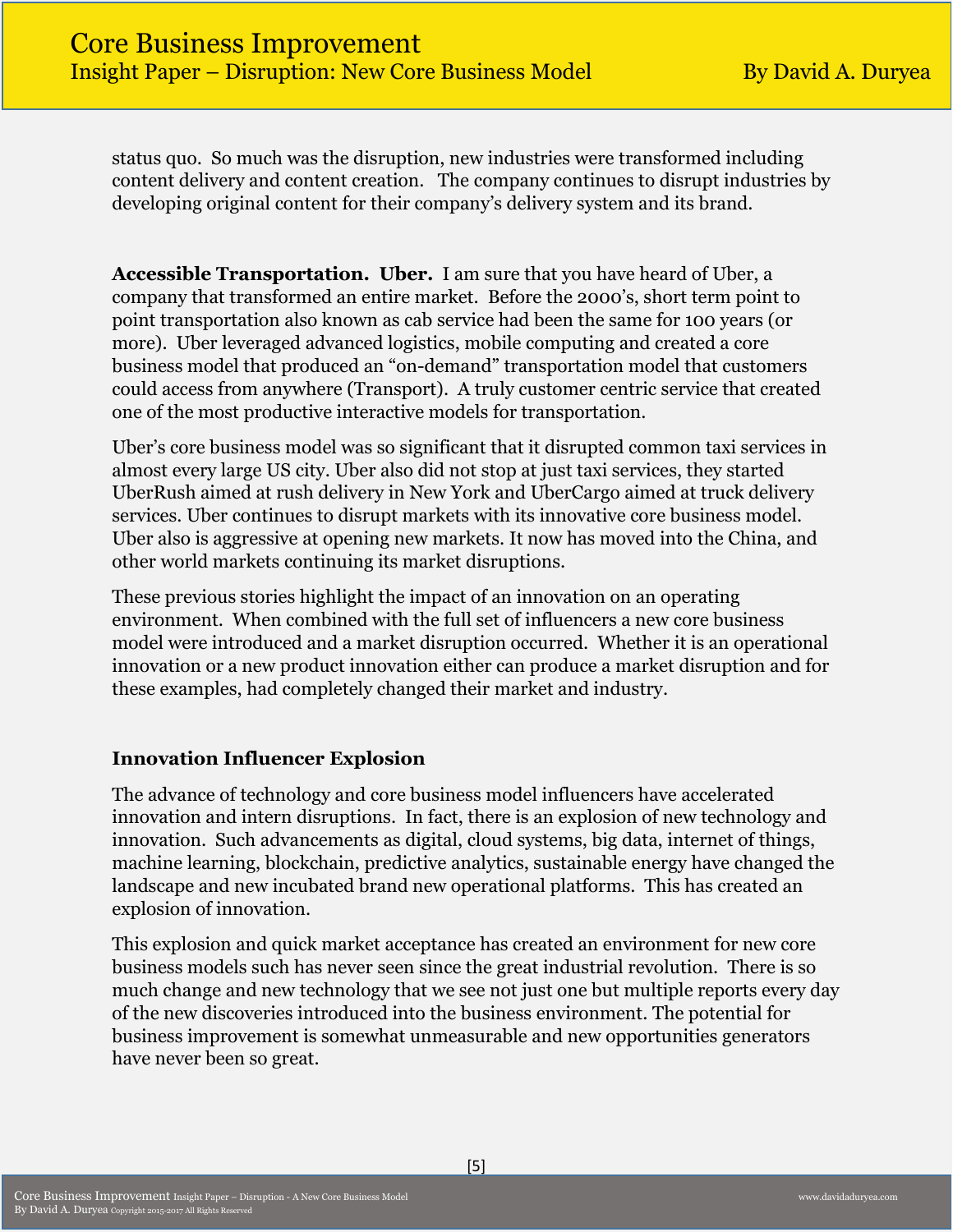status quo. So much was the disruption, new industries were transformed including content delivery and content creation. The company continues to disrupt industries by developing original content for their company's delivery system and its brand.

**Accessible Transportation. Uber.** I am sure that you have heard of Uber, a company that transformed an entire market. Before the 2000's, short term point to point transportation also known as cab service had been the same for 100 years (or more). Uber leveraged advanced logistics, mobile computing and created a core business model that produced an "on-demand" transportation model that customers could access from anywhere (Transport). A truly customer centric service that created one of the most productive interactive models for transportation.

Uber's core business model was so significant that it disrupted common taxi services in almost every large US city. Uber also did not stop at just taxi services, they started UberRush aimed at rush delivery in New York and UberCargo aimed at truck delivery services. Uber continues to disrupt markets with its innovative core business model. Uber also is aggressive at opening new markets. It now has moved into the China, and other world markets continuing its market disruptions.

These previous stories highlight the impact of an innovation on an operating environment. When combined with the full set of influencers a new core business model were introduced and a market disruption occurred. Whether it is an operational innovation or a new product innovation either can produce a market disruption and for these examples, had completely changed their market and industry.

### Innovation Influencer Explosion

The advance of technology and core business model influencers have accelerated innovation and intern disruptions. In fact, there is an explosion of new technology and innovation. Such advancements as digital, cloud systems, big data, internet of things, machine learning, blockchain, predictive analytics, sustainable energy have changed the landscape and new incubated brand new operational platforms. This has created an explosion of innovation.

This explosion and quick market acceptance has created an environment for new core business models such has never seen since the great industrial revolution. There is so much change and new technology that we see not just one but multiple reports every day of the new discoveries introduced into the business environment. The potential for business improvement is somewhat unmeasurable and new opportunities generators have never been so great.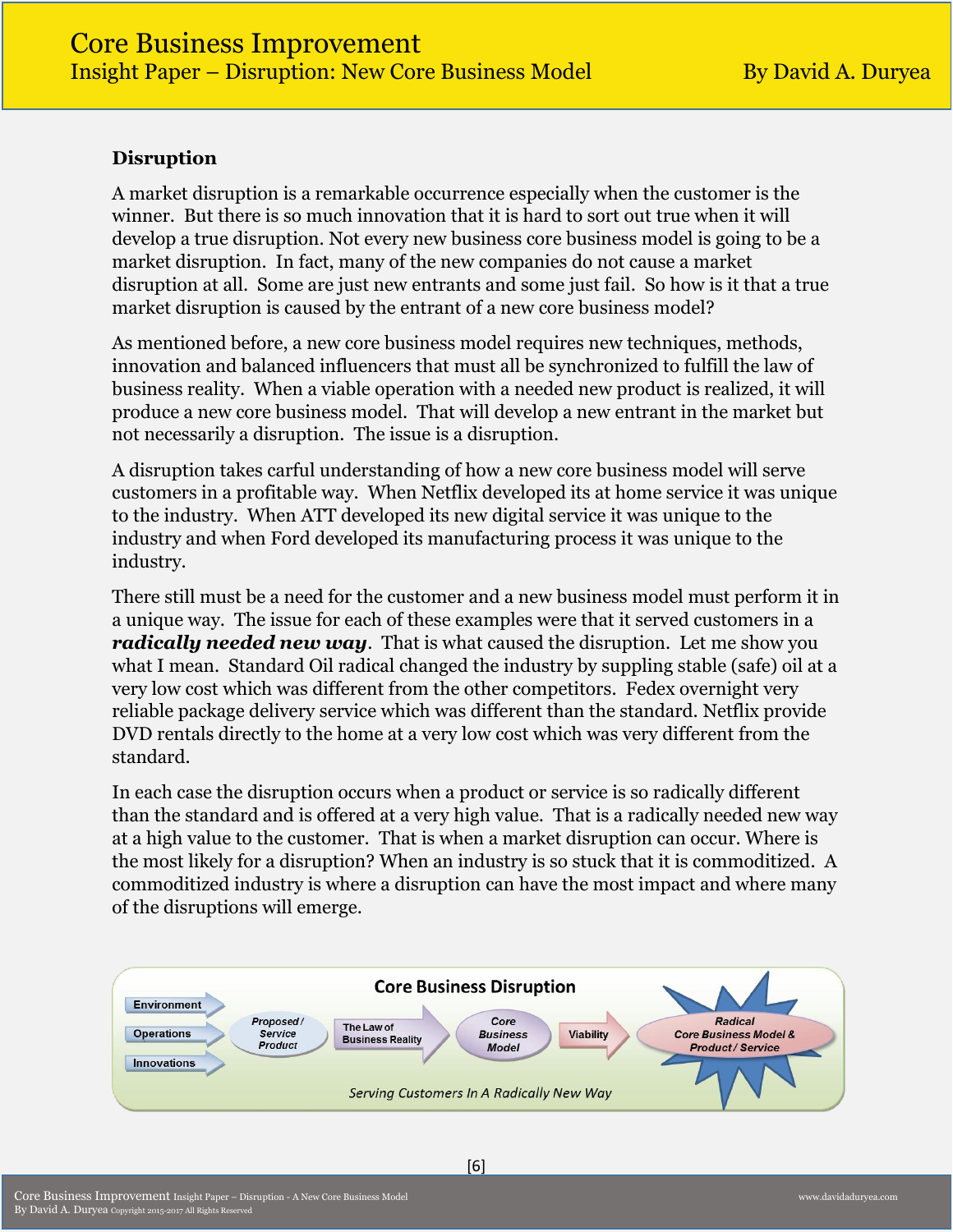### Disruption

A market disruption is a remarkable occurrence especially when the customer is the winner. But there is so much innovation that it is hard to sort out true when it will develop a true disruption. Not every new business core business model is going to be a market disruption. In fact, many of the new companies do not cause a market disruption at all. Some are just new entrants and some just fail. So how is it that a true market disruption is caused by the entrant of a new core business model?

As mentioned before, a new core business model requires new techniques, methods, innovation and balanced influencers that must all be synchronized to fulfill the law of business reality. When a viable operation with a needed new product is realized, it will produce a new core business model. That will develop a new entrant in the market but not necessarily a disruption. The issue is a disruption.

A disruption takes carful understanding of how a new core business model will serve customers in a profitable way. When Netflix developed its at home service it was unique to the industry. When ATT developed its new digital service it was unique to the industry and when Ford developed its manufacturing process it was unique to the industry.

There still must be a need for the customer and a new business model must perform it in a unique way. The issue for each of these examples were that it served customers in a ***radically needed new way***. That is what caused the disruption. Let me show you what I mean. Standard Oil radical changed the industry by suppling stable (safe) oil at a very low cost which was different from the other competitors. Fedex overnight very reliable package delivery service which was different than the standard. Netflix provide DVD rentals directly to the home at a very low cost which was very different from the standard.

In each case the disruption occurs when a product or service is so radically different than the standard and is offered at a very high value. That is a radically needed new way at a high value to the customer. That is when a market disruption can occur. Where is the most likely for a disruption? When an industry is so stuck that it is commoditized. A commoditized industry is where a disruption can have the most impact and where many of the disruptions will emerge.

**Core Business Disruption**

Environment → Operations → Innovations → *Proposed / Service Product* → The Law of Business Reality → *Core Business Model* → Viability → ***Radical Core Business Model & Product / Service***

*Serving Customers In A Radically New Way*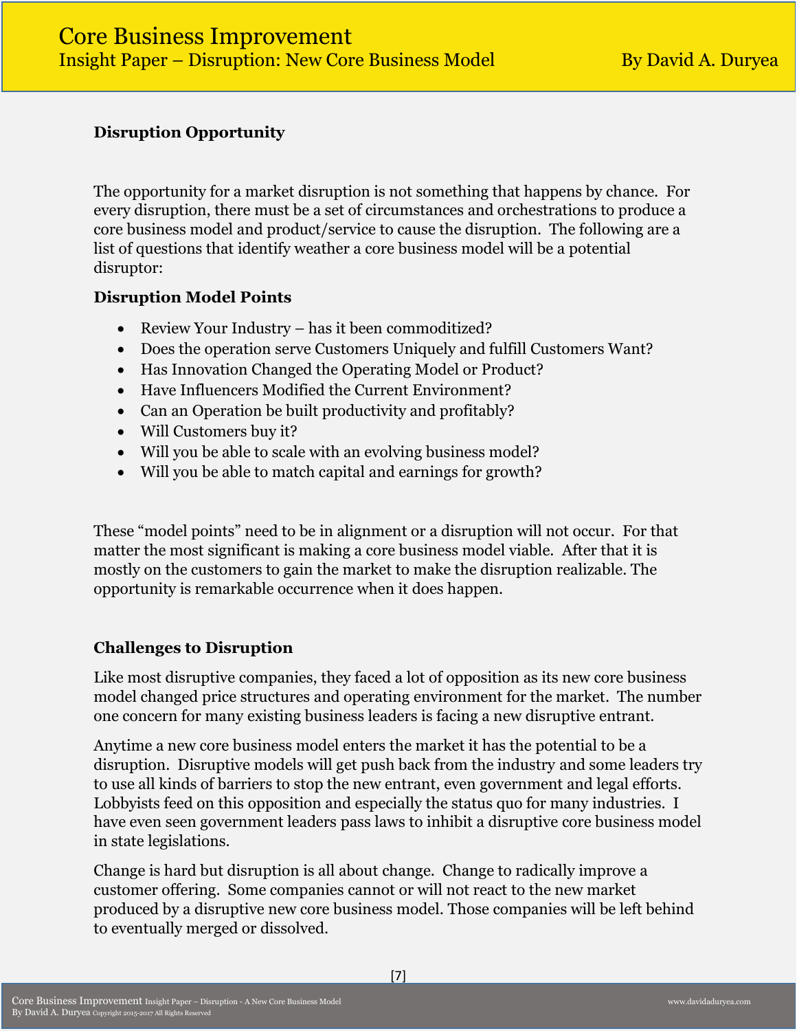**Disruption Opportunity**

The opportunity for a market disruption is not something that happens by chance. For every disruption, there must be a set of circumstances and orchestrations to produce a core business model and product/service to cause the disruption. The following are a list of questions that identify weather a core business model will be a potential disruptor:

**Disruption Model Points**

- Review Your Industry – has it been commoditized?
- Does the operation serve Customers Uniquely and fulfill Customers Want?
- Has Innovation Changed the Operating Model or Product?
- Have Influencers Modified the Current Environment?
- Can an Operation be built productivity and profitably?
- Will Customers buy it?
- Will you be able to scale with an evolving business model?
- Will you be able to match capital and earnings for growth?

These "model points" need to be in alignment or a disruption will not occur. For that matter the most significant is making a core business model viable. After that it is mostly on the customers to gain the market to make the disruption realizable. The opportunity is remarkable occurrence when it does happen.

**Challenges to Disruption**

Like most disruptive companies, they faced a lot of opposition as its new core business model changed price structures and operating environment for the market. The number one concern for many existing business leaders is facing a new disruptive entrant.

Anytime a new core business model enters the market it has the potential to be a disruption. Disruptive models will get push back from the industry and some leaders try to use all kinds of barriers to stop the new entrant, even government and legal efforts. Lobbyists feed on this opposition and especially the status quo for many industries. I have even seen government leaders pass laws to inhibit a disruptive core business model in state legislations.

Change is hard but disruption is all about change. Change to radically improve a customer offering. Some companies cannot or will not react to the new market produced by a disruptive new core business model. Those companies will be left behind to eventually merged or dissolved.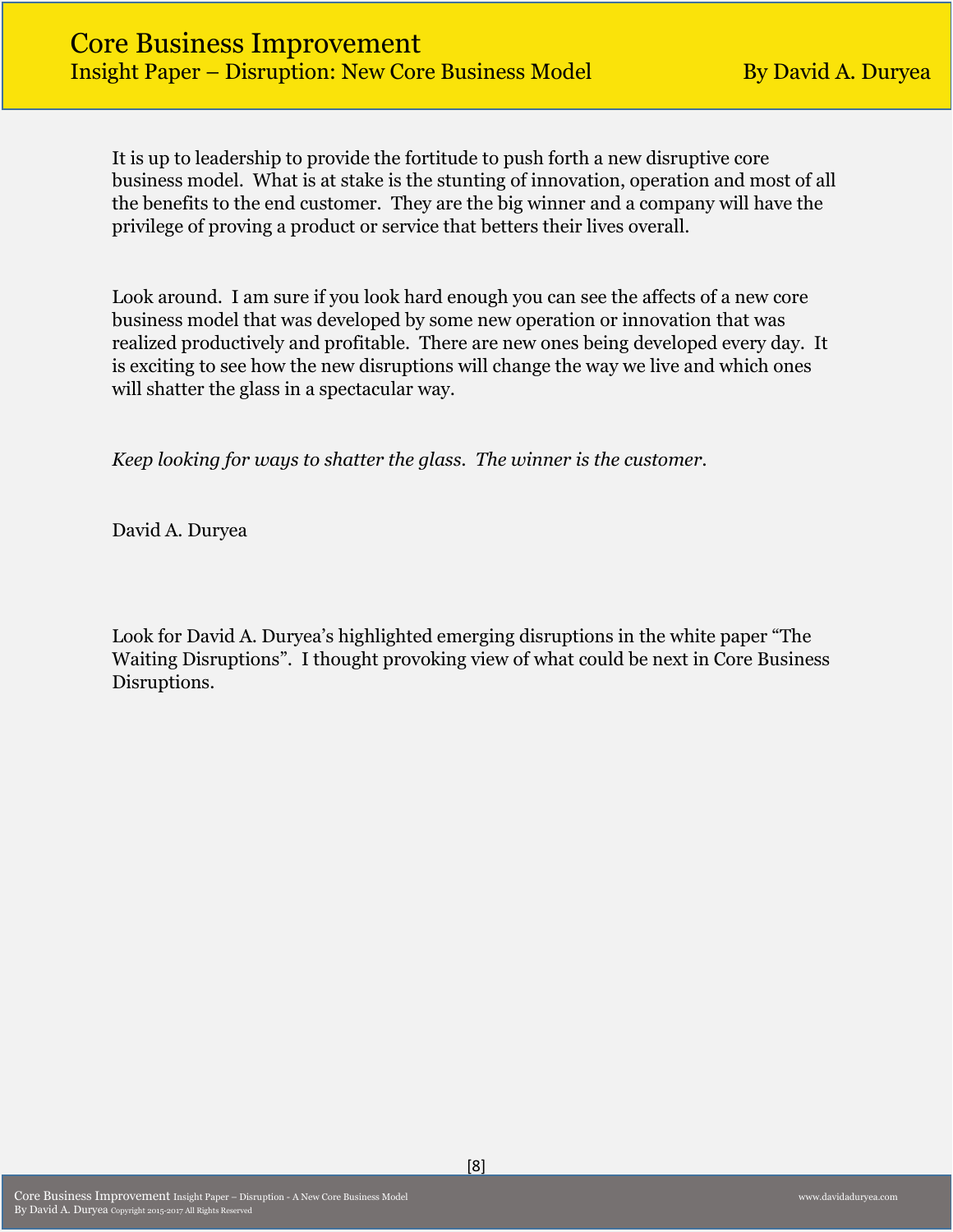It is up to leadership to provide the fortitude to push forth a new disruptive core business model. What is at stake is the stunting of innovation, operation and most of all the benefits to the end customer. They are the big winner and a company will have the privilege of proving a product or service that betters their lives overall.

Look around. I am sure if you look hard enough you can see the affects of a new core business model that was developed by some new operation or innovation that was realized productively and profitable. There are new ones being developed every day. It is exciting to see how the new disruptions will change the way we live and which ones will shatter the glass in a spectacular way.

*Keep looking for ways to shatter the glass. The winner is the customer.*

David A. Duryea

Look for David A. Duryea's highlighted emerging disruptions in the white paper "The Waiting Disruptions". I thought provoking view of what could be next in Core Business Disruptions.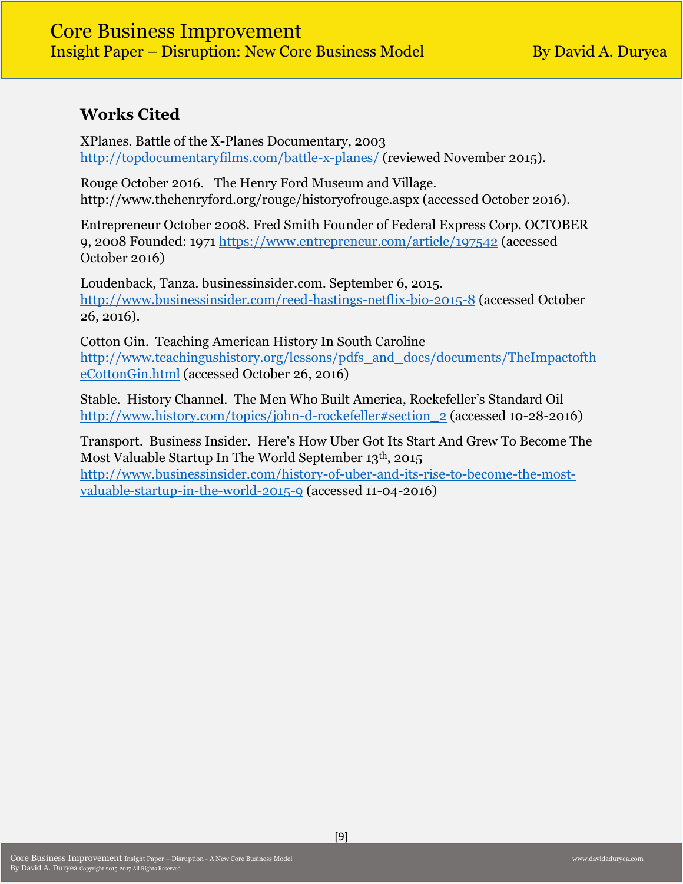## Works Cited

XPlanes. Battle of the X-Planes Documentary, 2003 http://topdocumentaryfilms.com/battle-x-planes/ (reviewed November 2015).

Rouge October 2016. The Henry Ford Museum and Village. http://www.thehenryford.org/rouge/historyofrouge.aspx (accessed October 2016).

Entrepreneur October 2008. Fred Smith Founder of Federal Express Corp. OCTOBER 9, 2008 Founded: 1971 https://www.entrepreneur.com/article/197542 (accessed October 2016)

Loudenback, Tanza. businessinsider.com. September 6, 2015. http://www.businessinsider.com/reed-hastings-netflix-bio-2015-8 (accessed October 26, 2016).

Cotton Gin. Teaching American History In South Caroline http://www.teachingushistory.org/lessons/pdfs_and_docs/documents/TheImpactoftheCottonGin.html (accessed October 26, 2016)

Stable. History Channel. The Men Who Built America, Rockefeller's Standard Oil http://www.history.com/topics/john-d-rockefeller#section_2 (accessed 10-28-2016)

Transport. Business Insider. Here's How Uber Got Its Start And Grew To Become The Most Valuable Startup In The World September 13th, 2015 http://www.businessinsider.com/history-of-uber-and-its-rise-to-become-the-most-valuable-startup-in-the-world-2015-9 (accessed 11-04-2016)